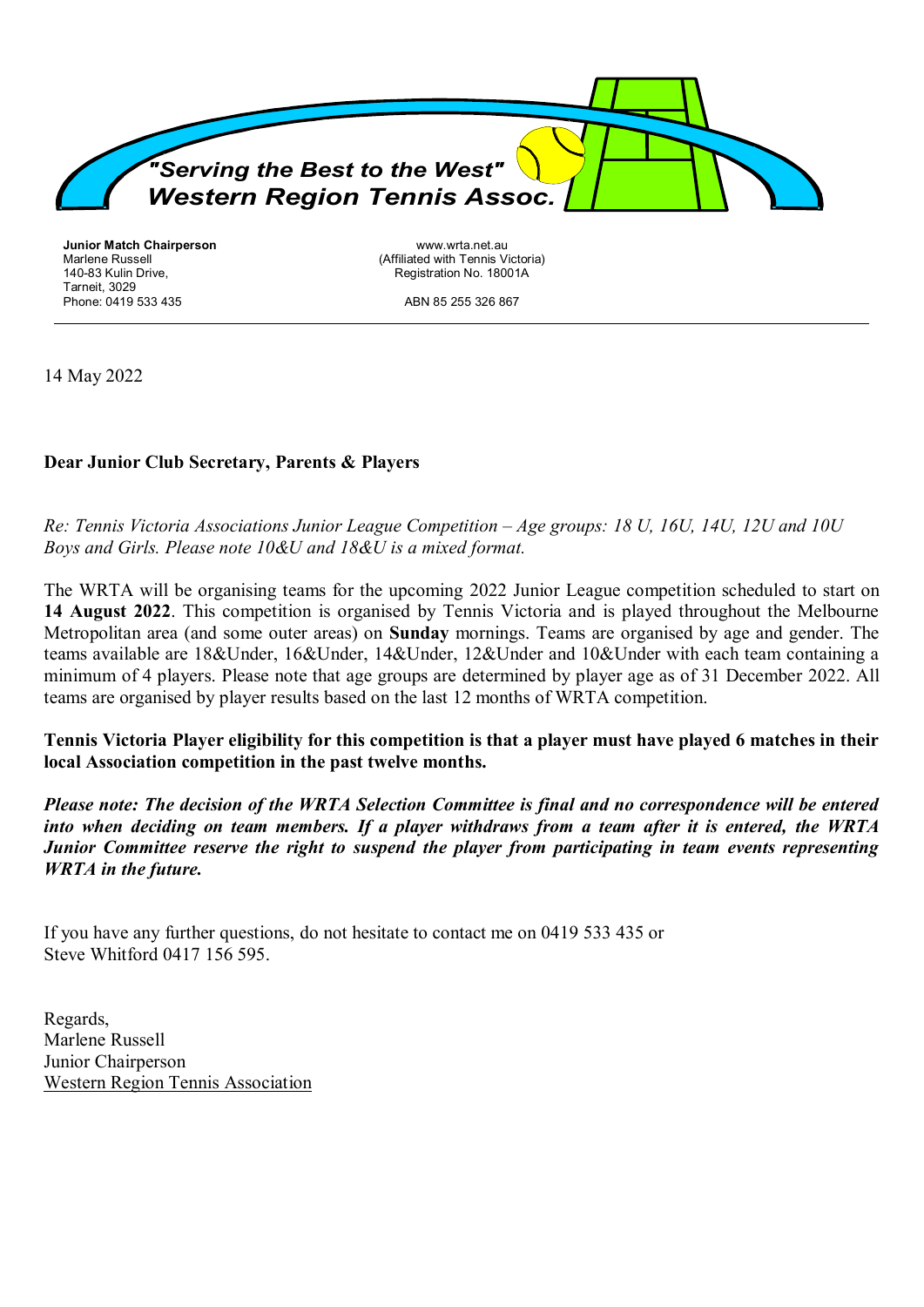*"Serving the Best to the West"*
***Western Region Tennis Assoc.***

**Junior Match Chairperson**
Marlene Russell
140-83 Kulin Drive,
Tarneit, 3029
Phone: 0419 533 435

www.wrta.net.au
(Affiliated with Tennis Victoria)
Registration No. 18001A

ABN 85 255 326 867

---

14 May 2022

**Dear Junior Club Secretary, Parents & Players**

*Re: Tennis Victoria Associations Junior League Competition – Age groups: 18 U, 16U, 14U, 12U and 10U Boys and Girls. Please note 10&U and 18&U is a mixed format.*

The WRTA will be organising teams for the upcoming 2022 Junior League competition scheduled to start on **14 August 2022**. This competition is organised by Tennis Victoria and is played throughout the Melbourne Metropolitan area (and some outer areas) on **Sunday** mornings. Teams are organised by age and gender. The teams available are 18&Under, 16&Under, 14&Under, 12&Under and 10&Under with each team containing a minimum of 4 players. Please note that age groups are determined by player age as of 31 December 2022. All teams are organised by player results based on the last 12 months of WRTA competition.

**Tennis Victoria Player eligibility for this competition is that a player must have played 6 matches in their local Association competition in the past twelve months.**

***Please note: The decision of the WRTA Selection Committee is final and no correspondence will be entered into when deciding on team members. If a player withdraws from a team after it is entered, the WRTA Junior Committee reserve the right to suspend the player from participating in team events representing WRTA in the future.***

If you have any further questions, do not hesitate to contact me on 0419 533 435 or
Steve Whitford 0417 156 595.

Regards,
Marlene Russell
Junior Chairperson
Western Region Tennis Association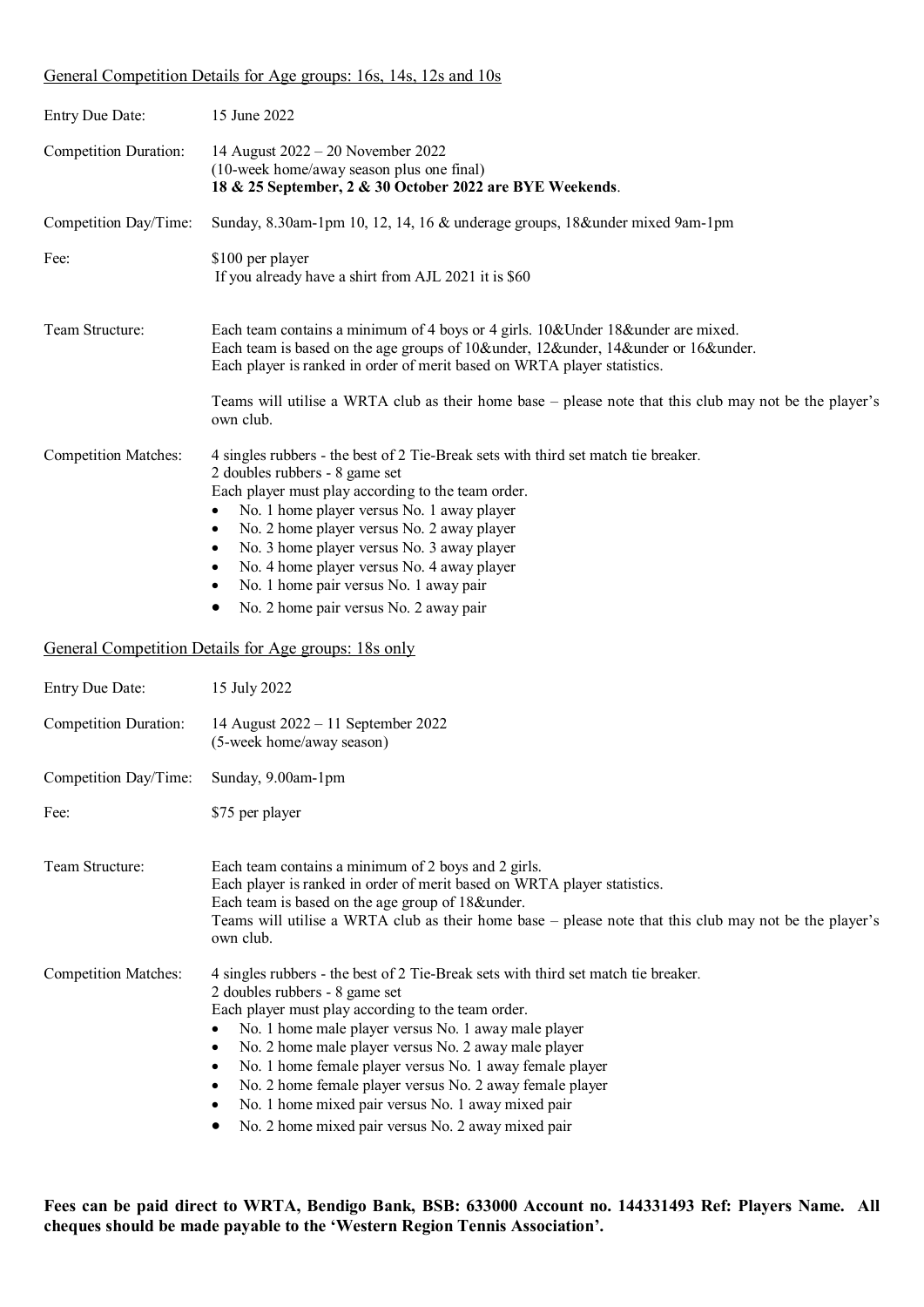<u>General Competition Details for Age groups: 16s, 14s, 12s and 10s</u>

| | |
|---|---|
| Entry Due Date: | 15 June 2022 |
| Competition Duration: | 14 August 2022 – 20 November 2022<br>(10-week home/away season plus one final)<br>**18 & 25 September, 2 & 30 October 2022 are BYE Weekends**. |
| Competition Day/Time: | Sunday, 8.30am-1pm 10, 12, 14, 16 & underage groups, 18&under mixed 9am-1pm |
| Fee: | \$100 per player<br>If you already have a shirt from AJL 2021 it is \$60 |
| Team Structure: | Each team contains a minimum of 4 boys or 4 girls. 10&Under 18&under are mixed.<br>Each team is based on the age groups of 10&under, 12&under, 14&under or 16&under.<br>Each player is ranked in order of merit based on WRTA player statistics.<br><br>Teams will utilise a WRTA club as their home base – please note that this club may not be the player's own club. |
| Competition Matches: | 4 singles rubbers - the best of 2 Tie-Break sets with third set match tie breaker.<br>2 doubles rubbers - 8 game set<br>Each player must play according to the team order.<br>• No. 1 home player versus No. 1 away player<br>• No. 2 home player versus No. 2 away player<br>• No. 3 home player versus No. 3 away player<br>• No. 4 home player versus No. 4 away player<br>• No. 1 home pair versus No. 1 away pair<br>• No. 2 home pair versus No. 2 away pair |

<u>General Competition Details for Age groups: 18s only</u>

| | |
|---|---|
| Entry Due Date: | 15 July 2022 |
| Competition Duration: | 14 August 2022 – 11 September 2022<br>(5-week home/away season) |
| Competition Day/Time: | Sunday, 9.00am-1pm |
| Fee: | \$75 per player |
| Team Structure: | Each team contains a minimum of 2 boys and 2 girls.<br>Each player is ranked in order of merit based on WRTA player statistics.<br>Each team is based on the age group of 18&under.<br>Teams will utilise a WRTA club as their home base – please note that this club may not be the player's own club. |
| Competition Matches: | 4 singles rubbers - the best of 2 Tie-Break sets with third set match tie breaker.<br>2 doubles rubbers - 8 game set<br>Each player must play according to the team order.<br>• No. 1 home male player versus No. 1 away male player<br>• No. 2 home male player versus No. 2 away male player<br>• No. 1 home female player versus No. 1 away female player<br>• No. 2 home female player versus No. 2 away female player<br>• No. 1 home mixed pair versus No. 1 away mixed pair<br>• No. 2 home mixed pair versus No. 2 away mixed pair |

**Fees can be paid direct to WRTA, Bendigo Bank, BSB: 633000 Account no. 144331493 Ref: Players Name. All cheques should be made payable to the 'Western Region Tennis Association'.**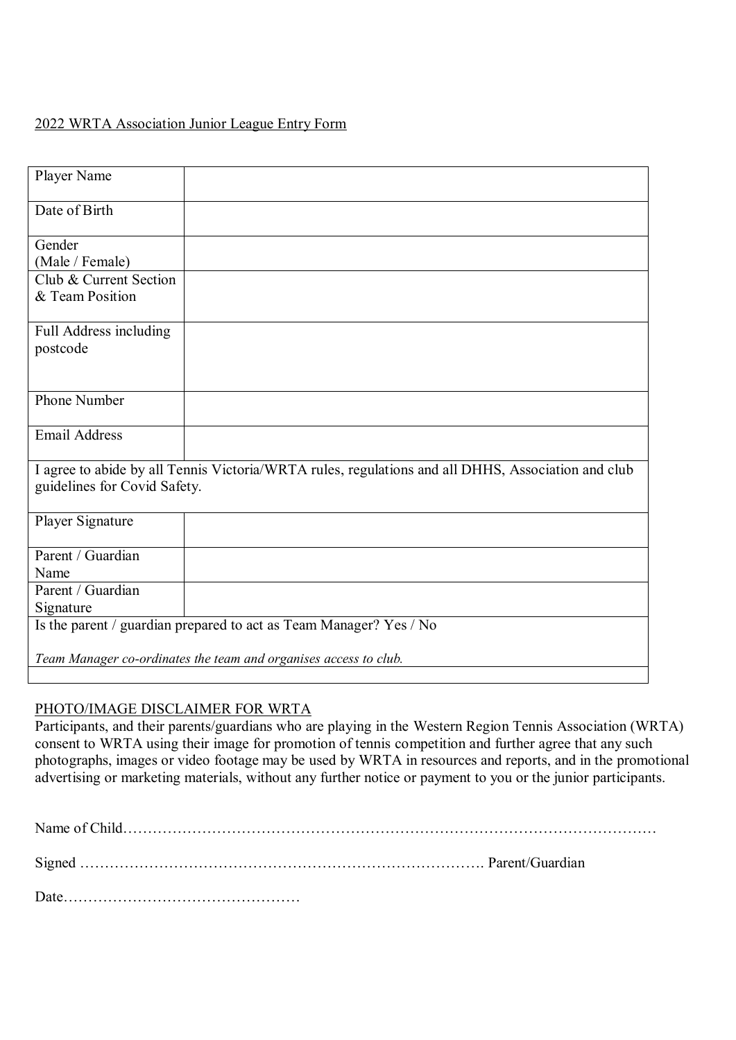2022 WRTA Association Junior League Entry Form

| Player Name | |
|---|---|
| Date of Birth | |
| Gender (Male / Female) | |
| Club & Current Section & Team Position | |
| Full Address including postcode | |
| Phone Number | |
| Email Address | |
| I agree to abide by all Tennis Victoria/WRTA rules, regulations and all DHHS, Association and club guidelines for Covid Safety. | |
| Player Signature | |
| Parent / Guardian Name | |
| Parent / Guardian Signature | |
| Is the parent / guardian prepared to act as Team Manager? Yes / No<br><br>*Team Manager co-ordinates the team and organises access to club.* | |

PHOTO/IMAGE DISCLAIMER FOR WRTA

Participants, and their parents/guardians who are playing in the Western Region Tennis Association (WRTA) consent to WRTA using their image for promotion of tennis competition and further agree that any such photographs, images or video footage may be used by WRTA in resources and reports, and in the promotional advertising or marketing materials, without any further notice or payment to you or the junior participants.

Name of Child……………………………………………………………………………………………

Signed ………………………………………………………………………. Parent/Guardian

Date…………………………………………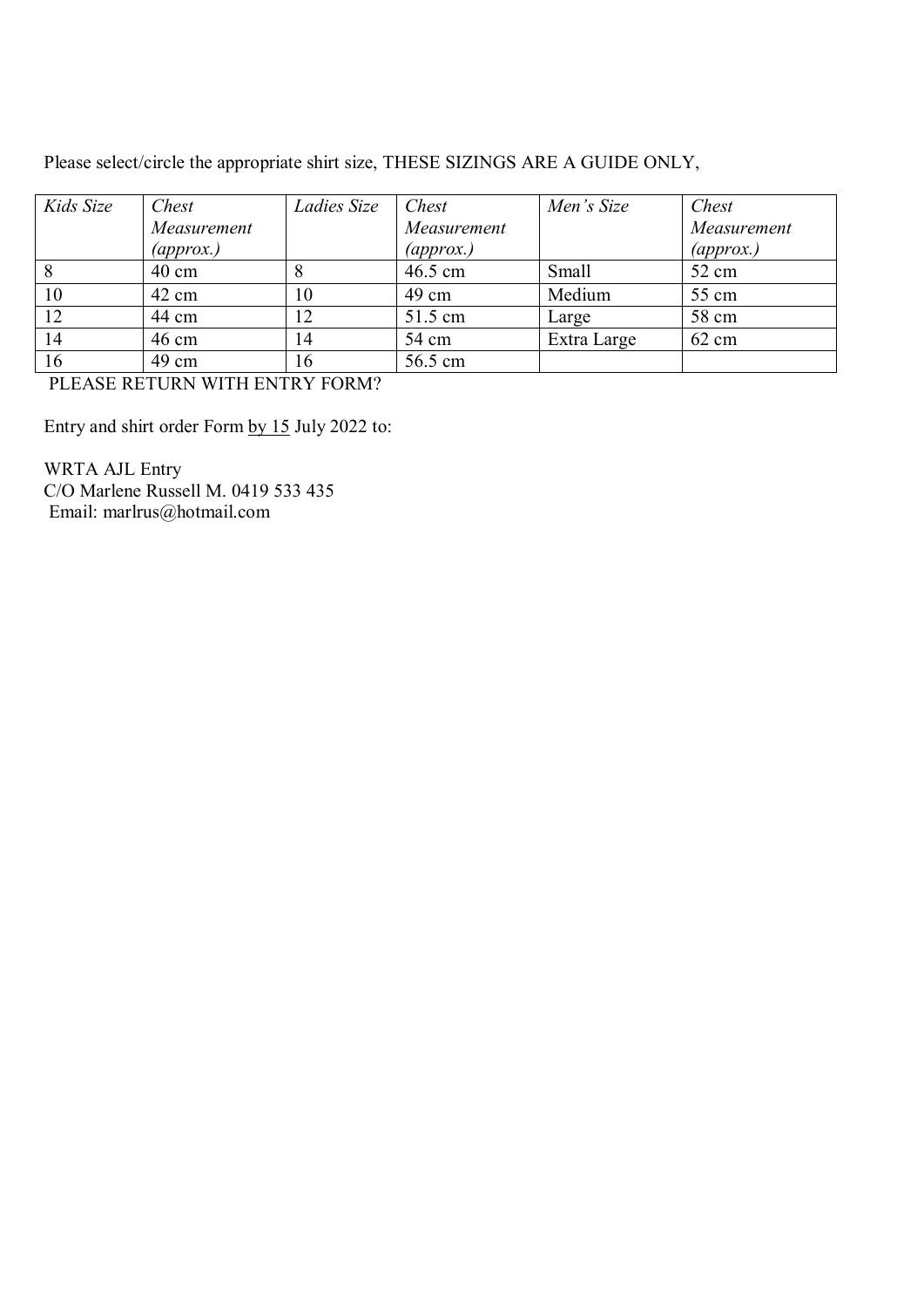Please select/circle the appropriate shirt size, THESE SIZINGS ARE A GUIDE ONLY,

| *Kids Size* | *Chest Measurement (approx.)* | *Ladies Size* | *Chest Measurement (approx.)* | *Men's Size* | *Chest Measurement (approx.)* |
|---|---|---|---|---|---|
| 8 | 40 cm | 8 | 46.5 cm | Small | 52 cm |
| 10 | 42 cm | 10 | 49 cm | Medium | 55 cm |
| 12 | 44 cm | 12 | 51.5 cm | Large | 58 cm |
| 14 | 46 cm | 14 | 54 cm | Extra Large | 62 cm |
| 16 | 49 cm | 16 | 56.5 cm | | |

PLEASE RETURN WITH ENTRY FORM?

Entry and shirt order Form by 15 July 2022 to:

WRTA AJL Entry
C/O Marlene Russell M. 0419 533 435
Email: marlrus@hotmail.com